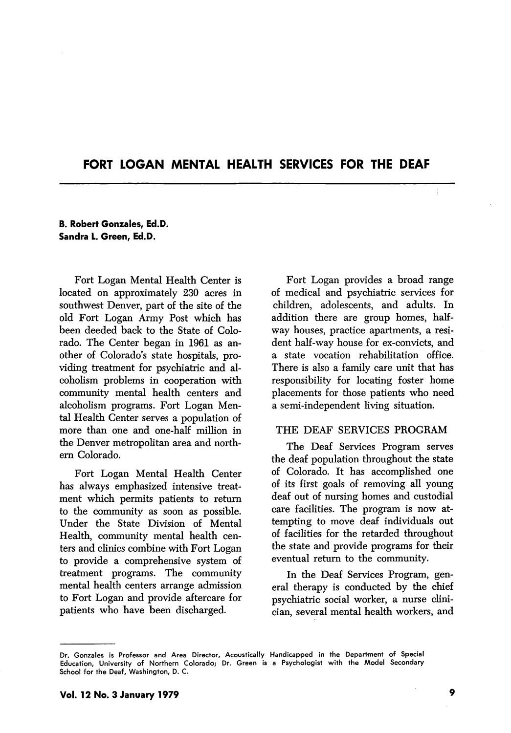# FORT LOGAN MENTAL HEALTH SERVICES FOR THE DEAF

**B. Robert Gonzales, Ed.D.**
**Sandra L. Green, Ed.D.**

Fort Logan Mental Health Center is located on approximately 230 acres in southwest Denver, part of the site of the old Fort Logan Army Post which has been deeded back to the State of Colorado. The Center began in 1961 as another of Colorado's state hospitals, providing treatment for psychiatric and alcoholism problems in cooperation with community mental health centers and alcoholism programs. Fort Logan Mental Health Center serves a population of more than one and one-half million in the Denver metropolitan area and northern Colorado.

Fort Logan Mental Health Center has always emphasized intensive treatment which permits patients to return to the community as soon as possible. Under the State Division of Mental Health, community mental health centers and clinics combine with Fort Logan to provide a comprehensive system of treatment programs. The community mental health centers arrange admission to Fort Logan and provide aftercare for patients who have been discharged.

Fort Logan provides a broad range of medical and psychiatric services for children, adolescents, and adults. In addition there are group homes, half-way houses, practice apartments, a resident half-way house for ex-convicts, and a state vocation rehabilitation office. There is also a family care unit that has responsibility for locating foster home placements for those patients who need a semi-independent living situation.

## THE DEAF SERVICES PROGRAM

The Deaf Services Program serves the deaf population throughout the state of Colorado. It has accomplished one of its first goals of removing all young deaf out of nursing homes and custodial care facilities. The program is now attempting to move deaf individuals out of facilities for the retarded throughout the state and provide programs for their eventual return to the community.

In the Deaf Services Program, general therapy is conducted by the chief psychiatric social worker, a nurse clinician, several mental health workers, and

---

Dr. Gonzales is Professor and Area Director, Acoustically Handicapped in the Department of Special Education, University of Northern Colorado; Dr. Green is a Psychologist with the Model Secondary School for the Deaf, Washington, D. C.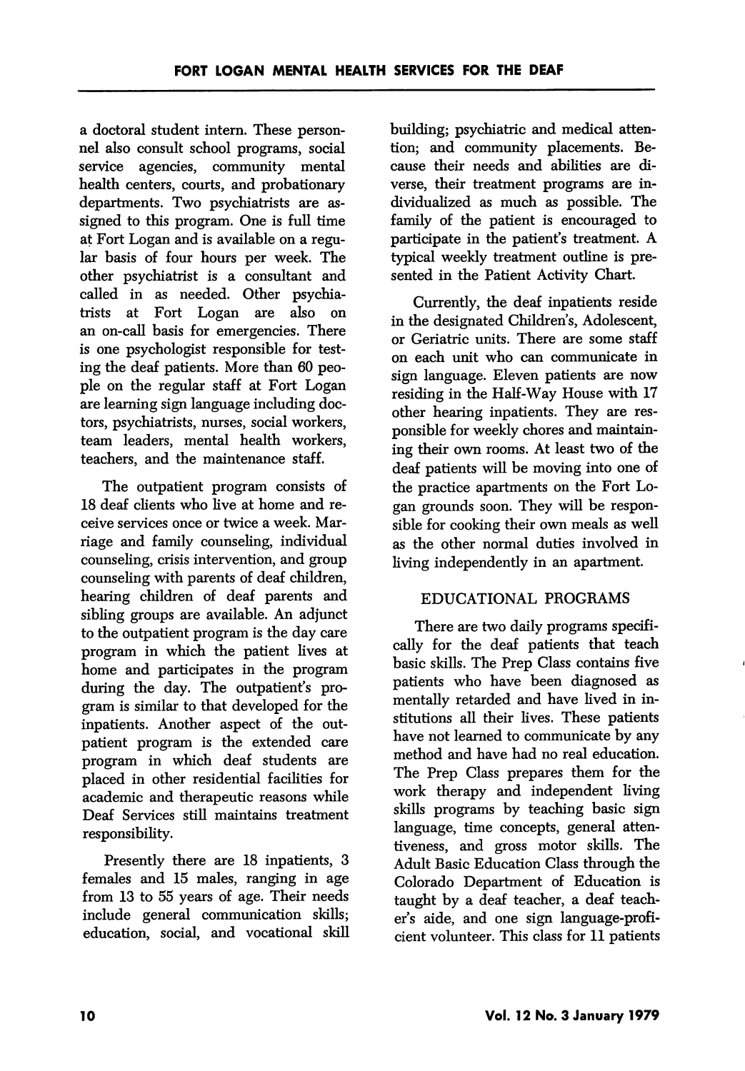a doctoral student intern. These personnel also consult school programs, social service agencies, community mental health centers, courts, and probationary departments. Two psychiatrists are assigned to this program. One is full time at Fort Logan and is available on a regular basis of four hours per week. The other psychiatrist is a consultant and called in as needed. Other psychiatrists at Fort Logan are also on an on-call basis for emergencies. There is one psychologist responsible for testing the deaf patients. More than 60 people on the regular staff at Fort Logan are learning sign language including doctors, psychiatrists, nurses, social workers, team leaders, mental health workers, teachers, and the maintenance staff.

The outpatient program consists of 18 deaf clients who live at home and receive services once or twice a week. Marriage and family counseling, individual counseling, crisis intervention, and group counseling with parents of deaf children, hearing children of deaf parents and sibling groups are available. An adjunct to the outpatient program is the day care program in which the patient lives at home and participates in the program during the day. The outpatient's program is similar to that developed for the inpatients. Another aspect of the outpatient program is the extended care program in which deaf students are placed in other residential facilities for academic and therapeutic reasons while Deaf Services still maintains treatment responsibility.

Presently there are 18 inpatients, 3 females and 15 males, ranging in age from 13 to 55 years of age. Their needs include general communication skills; education, social, and vocational skill building; psychiatric and medical attention; and community placements. Because their needs and abilities are diverse, their treatment programs are individualized as much as possible. The family of the patient is encouraged to participate in the patient's treatment. A typical weekly treatment outline is presented in the Patient Activity Chart.

Currently, the deaf inpatients reside in the designated Children's, Adolescent, or Geriatric units. There are some staff on each unit who can communicate in sign language. Eleven patients are now residing in the Half-Way House with 17 other hearing inpatients. They are responsible for weekly chores and maintaining their own rooms. At least two of the deaf patients will be moving into one of the practice apartments on the Fort Logan grounds soon. They will be responsible for cooking their own meals as well as the other normal duties involved in living independently in an apartment.

## EDUCATIONAL PROGRAMS

There are two daily programs specifically for the deaf patients that teach basic skills. The Prep Class contains five patients who have been diagnosed as mentally retarded and have lived in institutions all their lives. These patients have not learned to communicate by any method and have had no real education. The Prep Class prepares them for the work therapy and independent living skills programs by teaching basic sign language, time concepts, general attentiveness, and gross motor skills. The Adult Basic Education Class through the Colorado Department of Education is taught by a deaf teacher, a deaf teacher's aide, and one sign language-proficient volunteer. This class for 11 patients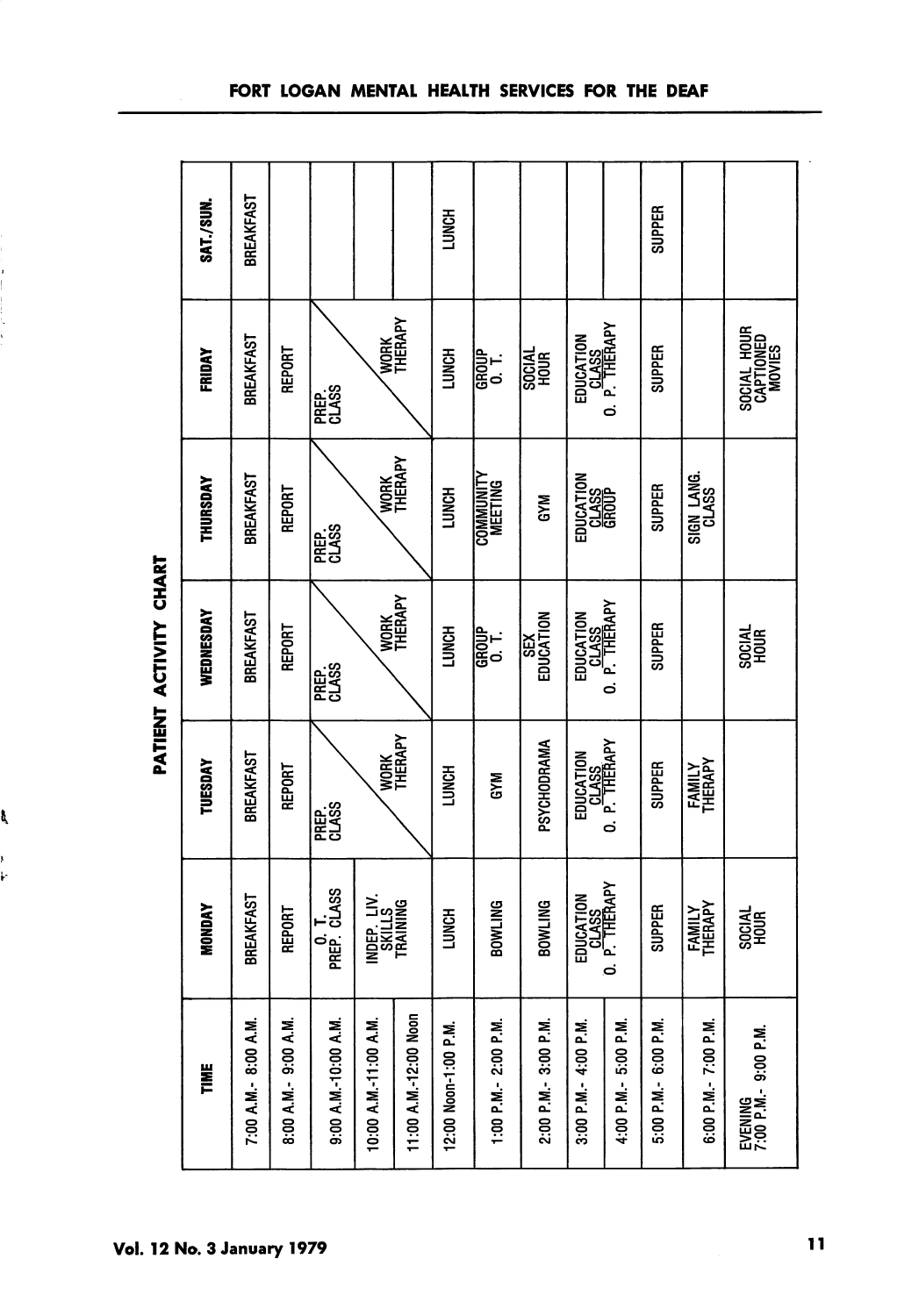# PATIENT ACTIVITY CHART

| TIME | MONDAY | TUESDAY | WEDNESDAY | THURSDAY | FRIDAY | SAT./SUN. |
|---|---|---|---|---|---|---|
| 7:00 A.M.- 8:00 A.M. | BREAKFAST | BREAKFAST | BREAKFAST | BREAKFAST | BREAKFAST | BREAKFAST |
| 8:00 A.M.- 9:00 A.M. | REPORT | REPORT | REPORT | REPORT | REPORT | |
| 9:00 A.M.-10:00 A.M. | O. T. PREP. CLASS | PREP. CLASS | PREP. CLASS | PREP. CLASS | PREP. CLASS | |
| 10:00 A.M.-11:00 A.M. | INDEP. LIV. SKILLS TRAINING | WORK THERAPY | WORK THERAPY | WORK THERAPY | WORK THERAPY | |
| 11:00 A.M.-12:00 Noon | | | | | | |
| 12:00 Noon-1:00 P.M. | LUNCH | LUNCH | LUNCH | LUNCH | LUNCH | LUNCH |
| 1:00 P.M.- 2:00 P.M. | BOWLING | GYM | GROUP O. T. | COMMUNITY MEETING | GROUP O. T. | |
| 2:00 P.M.- 3:00 P.M. | BOWLING | PSYCHODRAMA | SEX EDUCATION | GYM | SOCIAL HOUR | |
| 3:00 P.M.- 4:00 P.M. | EDUCATION CLASS O. P. THERAPY | EDUCATION CLASS O. P. THERAPY | EDUCATION CLASS O. P. THERAPY | EDUCATION CLASS GROUP | EDUCATION CLASS O. P. THERAPY | |
| 4:00 P.M.- 5:00 P.M. | | | | | | |
| 5:00 P.M.- 6:00 P.M. | SUPPER | SUPPER | SUPPER | SUPPER | SUPPER | SUPPER |
| 6:00 P.M.- 7:00 P.M. | FAMILY THERAPY | FAMILY THERAPY | | SIGN LANG. CLASS | | |
| EVENING 7:00 P.M.- 9:00 P.M. | SOCIAL HOUR | | SOCIAL HOUR | | SOCIAL HOUR CAPTIONED MOVIES | |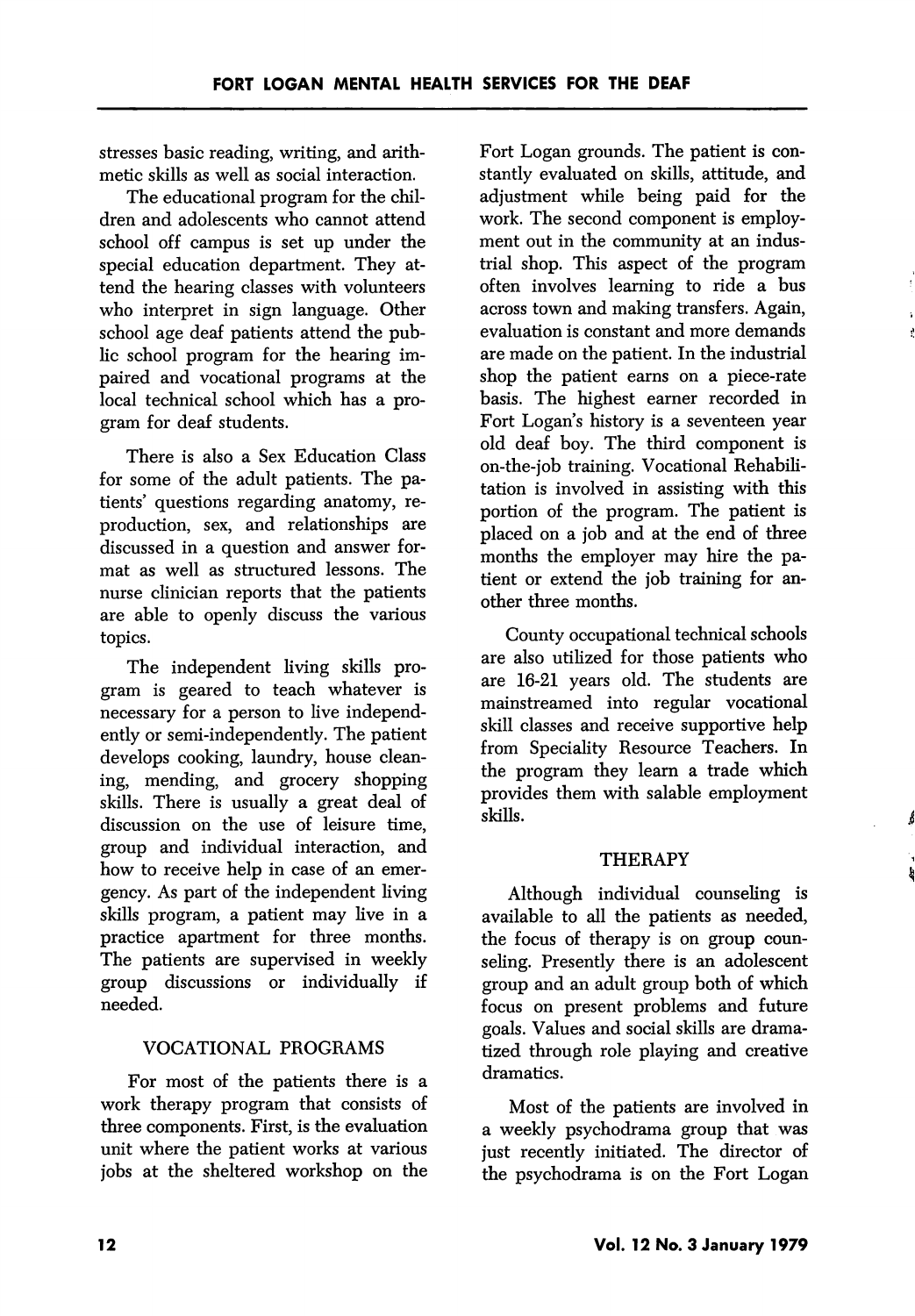stresses basic reading, writing, and arithmetic skills as well as social interaction.

The educational program for the children and adolescents who cannot attend school off campus is set up under the special education department. They attend the hearing classes with volunteers who interpret in sign language. Other school age deaf patients attend the public school program for the hearing impaired and vocational programs at the local technical school which has a program for deaf students.

There is also a Sex Education Class for some of the adult patients. The patients' questions regarding anatomy, reproduction, sex, and relationships are discussed in a question and answer format as well as structured lessons. The nurse clinician reports that the patients are able to openly discuss the various topics.

The independent living skills program is geared to teach whatever is necessary for a person to live independently or semi-independently. The patient develops cooking, laundry, house cleaning, mending, and grocery shopping skills. There is usually a great deal of discussion on the use of leisure time, group and individual interaction, and how to receive help in case of an emergency. As part of the independent living skills program, a patient may live in a practice apartment for three months. The patients are supervised in weekly group discussions or individually if needed.

## VOCATIONAL PROGRAMS

For most of the patients there is a work therapy program that consists of three components. First, is the evaluation unit where the patient works at various jobs at the sheltered workshop on the Fort Logan grounds. The patient is constantly evaluated on skills, attitude, and adjustment while being paid for the work. The second component is employment out in the community at an industrial shop. This aspect of the program often involves learning to ride a bus across town and making transfers. Again, evaluation is constant and more demands are made on the patient. In the industrial shop the patient earns on a piece-rate basis. The highest earner recorded in Fort Logan's history is a seventeen year old deaf boy. The third component is on-the-job training. Vocational Rehabilitation is involved in assisting with this portion of the program. The patient is placed on a job and at the end of three months the employer may hire the patient or extend the job training for another three months.

County occupational technical schools are also utilized for those patients who are 16-21 years old. The students are mainstreamed into regular vocational skill classes and receive supportive help from Speciality Resource Teachers. In the program they learn a trade which provides them with salable employment skills.

## THERAPY

Although individual counseling is available to all the patients as needed, the focus of therapy is on group counseling. Presently there is an adolescent group and an adult group both of which focus on present problems and future goals. Values and social skills are dramatized through role playing and creative dramatics.

Most of the patients are involved in a weekly psychodrama group that was just recently initiated. The director of the psychodrama is on the Fort Logan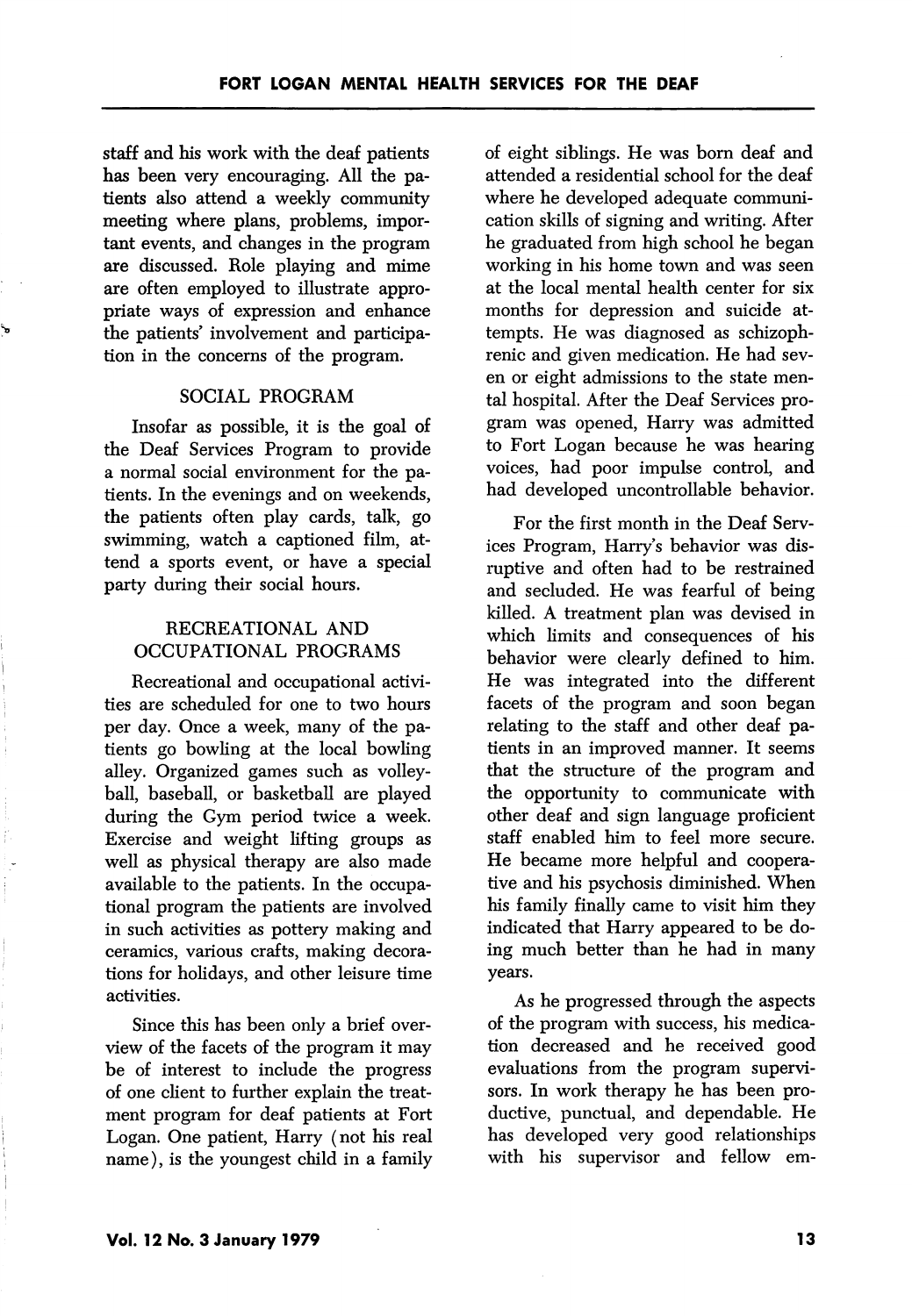staff and his work with the deaf patients has been very encouraging. All the patients also attend a weekly community meeting where plans, problems, important events, and changes in the program are discussed. Role playing and mime are often employed to illustrate appropriate ways of expression and enhance the patients' involvement and participation in the concerns of the program.

## SOCIAL PROGRAM

Insofar as possible, it is the goal of the Deaf Services Program to provide a normal social environment for the patients. In the evenings and on weekends, the patients often play cards, talk, go swimming, watch a captioned film, attend a sports event, or have a special party during their social hours.

## RECREATIONAL AND OCCUPATIONAL PROGRAMS

Recreational and occupational activities are scheduled for one to two hours per day. Once a week, many of the patients go bowling at the local bowling alley. Organized games such as volleyball, baseball, or basketball are played during the Gym period twice a week. Exercise and weight lifting groups as well as physical therapy are also made available to the patients. In the occupational program the patients are involved in such activities as pottery making and ceramics, various crafts, making decorations for holidays, and other leisure time activities.

Since this has been only a brief overview of the facets of the program it may be of interest to include the progress of one client to further explain the treatment program for deaf patients at Fort Logan. One patient, Harry (not his real name), is the youngest child in a family of eight siblings. He was born deaf and attended a residential school for the deaf where he developed adequate communication skills of signing and writing. After he graduated from high school he began working in his home town and was seen at the local mental health center for six months for depression and suicide attempts. He was diagnosed as schizophrenic and given medication. He had seven or eight admissions to the state mental hospital. After the Deaf Services program was opened, Harry was admitted to Fort Logan because he was hearing voices, had poor impulse control, and had developed uncontrollable behavior.

For the first month in the Deaf Services Program, Harry's behavior was disruptive and often had to be restrained and secluded. He was fearful of being killed. A treatment plan was devised in which limits and consequences of his behavior were clearly defined to him. He was integrated into the different facets of the program and soon began relating to the staff and other deaf patients in an improved manner. It seems that the structure of the program and the opportunity to communicate with other deaf and sign language proficient staff enabled him to feel more secure. He became more helpful and cooperative and his psychosis diminished. When his family finally came to visit him they indicated that Harry appeared to be doing much better than he had in many years.

As he progressed through the aspects of the program with success, his medication decreased and he received good evaluations from the program supervisors. In work therapy he has been productive, punctual, and dependable. He has developed very good relationships with his supervisor and fellow em-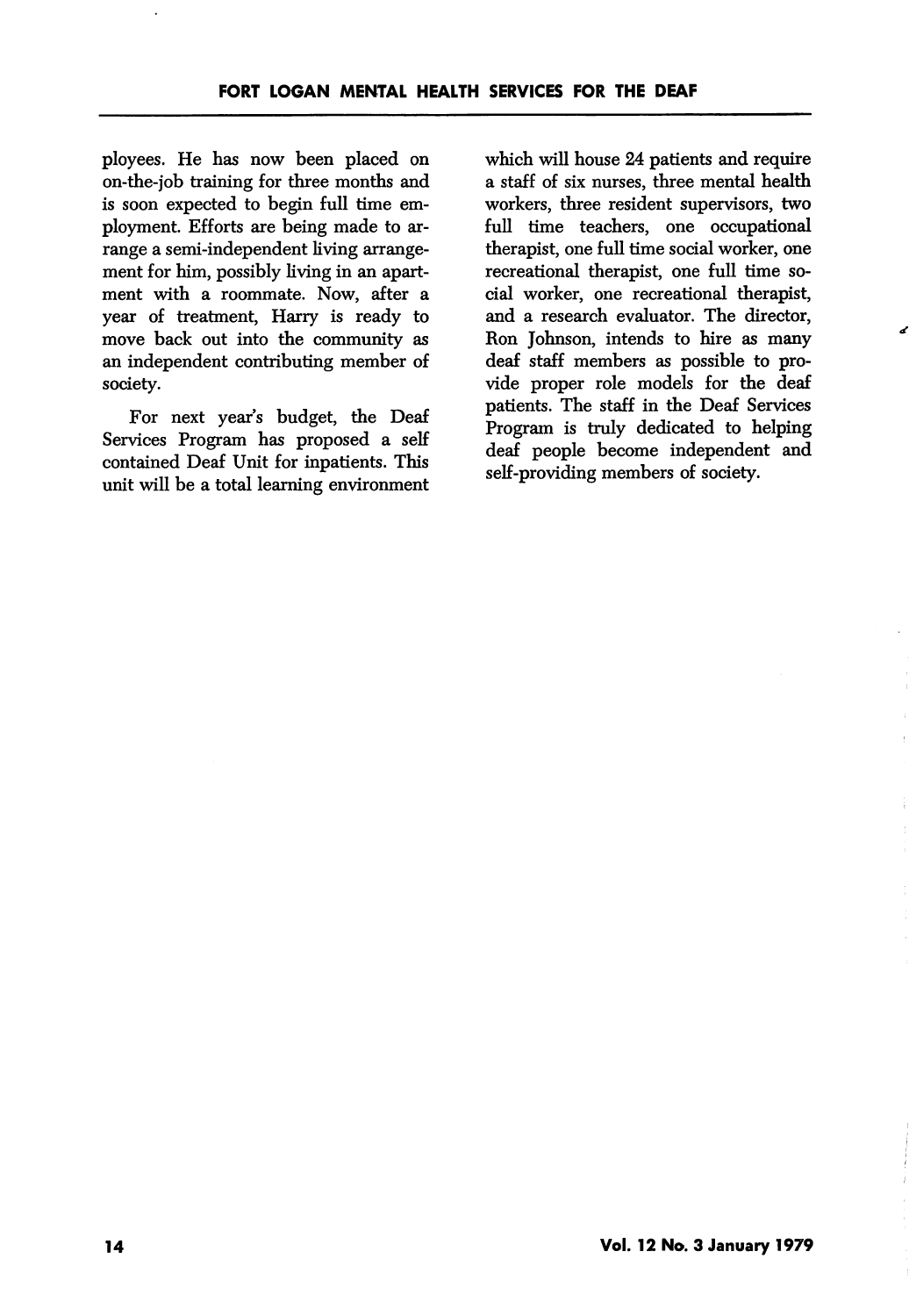ployees. He has now been placed on on-the-job training for three months and is soon expected to begin full time employment. Efforts are being made to arrange a semi-independent living arrangement for him, possibly living in an apartment with a roommate. Now, after a year of treatment, Harry is ready to move back out into the community as an independent contributing member of society.

For next year's budget, the Deaf Services Program has proposed a self contained Deaf Unit for inpatients. This unit will be a total learning environment which will house 24 patients and require a staff of six nurses, three mental health workers, three resident supervisors, two full time teachers, one occupational therapist, one full time social worker, one recreational therapist, one full time social worker, one recreational therapist, and a research evaluator. The director, Ron Johnson, intends to hire as many deaf staff members as possible to provide proper role models for the deaf patients. The staff in the Deaf Services Program is truly dedicated to helping deaf people become independent and self-providing members of society.